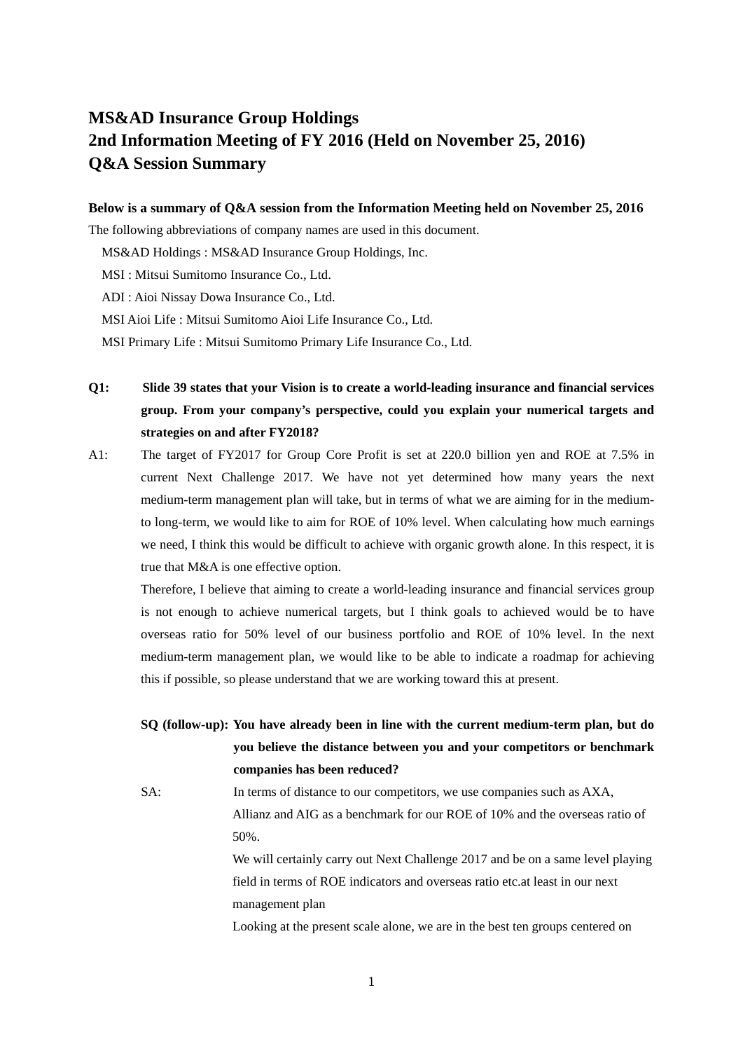# MS&AD Insurance Group Holdings
# 2nd Information Meeting of FY 2016 (Held on November 25, 2016)
# Q&A Session Summary

**Below is a summary of Q&A session from the Information Meeting held on November 25, 2016**

The following abbreviations of company names are used in this document.

MS&AD Holdings : MS&AD Insurance Group Holdings, Inc.

MSI : Mitsui Sumitomo Insurance Co., Ltd.

ADI : Aioi Nissay Dowa Insurance Co., Ltd.

MSI Aioi Life : Mitsui Sumitomo Aioi Life Insurance Co., Ltd.

MSI Primary Life : Mitsui Sumitomo Primary Life Insurance Co., Ltd.

**Q1: Slide 39 states that your Vision is to create a world-leading insurance and financial services group. From your company's perspective, could you explain your numerical targets and strategies on and after FY2018?**

A1: The target of FY2017 for Group Core Profit is set at 220.0 billion yen and ROE at 7.5% in current Next Challenge 2017. We have not yet determined how many years the next medium-term management plan will take, but in terms of what we are aiming for in the medium-to long-term, we would like to aim for ROE of 10% level. When calculating how much earnings we need, I think this would be difficult to achieve with organic growth alone. In this respect, it is true that M&A is one effective option.

Therefore, I believe that aiming to create a world-leading insurance and financial services group is not enough to achieve numerical targets, but I think goals to achieved would be to have overseas ratio for 50% level of our business portfolio and ROE of 10% level. In the next medium-term management plan, we would like to be able to indicate a roadmap for achieving this if possible, so please understand that we are working toward this at present.

**SQ (follow-up): You have already been in line with the current medium-term plan, but do you believe the distance between you and your competitors or benchmark companies has been reduced?**

SA: In terms of distance to our competitors, we use companies such as AXA, Allianz and AIG as a benchmark for our ROE of 10% and the overseas ratio of 50%.

We will certainly carry out Next Challenge 2017 and be on a same level playing field in terms of ROE indicators and overseas ratio etc.at least in our next management plan

Looking at the present scale alone, we are in the best ten groups centered on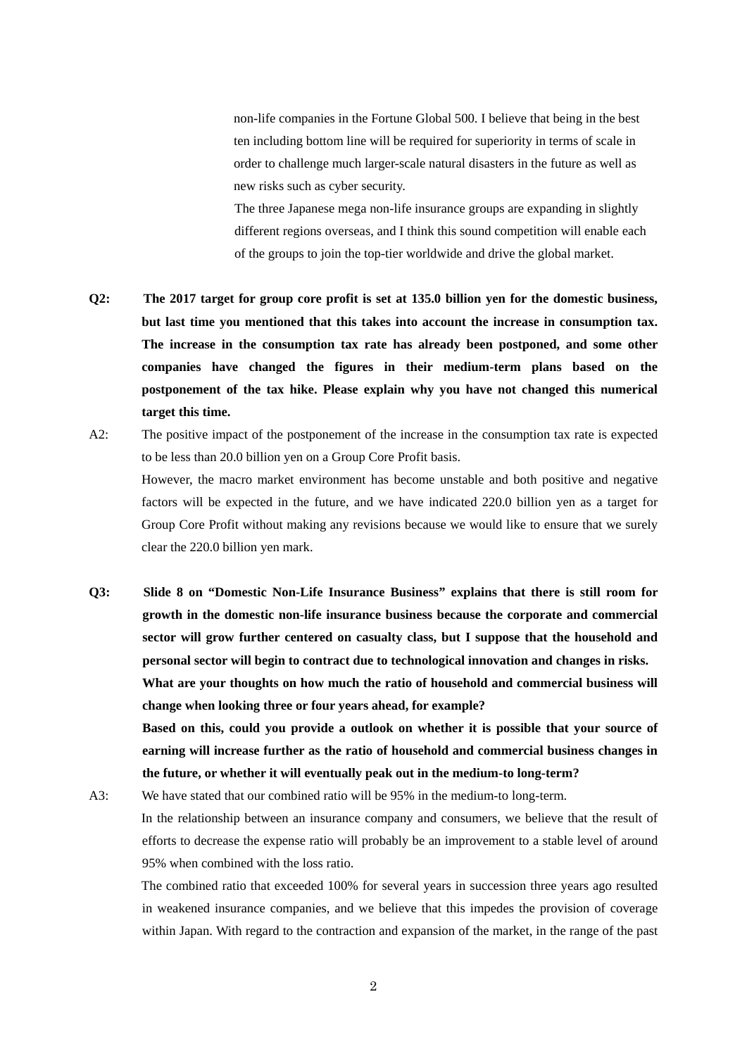non-life companies in the Fortune Global 500. I believe that being in the best ten including bottom line will be required for superiority in terms of scale in order to challenge much larger-scale natural disasters in the future as well as new risks such as cyber security.

The three Japanese mega non-life insurance groups are expanding in slightly different regions overseas, and I think this sound competition will enable each of the groups to join the top-tier worldwide and drive the global market.

**Q2: The 2017 target for group core profit is set at 135.0 billion yen for the domestic business, but last time you mentioned that this takes into account the increase in consumption tax. The increase in the consumption tax rate has already been postponed, and some other companies have changed the figures in their medium-term plans based on the postponement of the tax hike. Please explain why you have not changed this numerical target this time.**

A2: The positive impact of the postponement of the increase in the consumption tax rate is expected to be less than 20.0 billion yen on a Group Core Profit basis.

However, the macro market environment has become unstable and both positive and negative factors will be expected in the future, and we have indicated 220.0 billion yen as a target for Group Core Profit without making any revisions because we would like to ensure that we surely clear the 220.0 billion yen mark.

**Q3: Slide 8 on "Domestic Non-Life Insurance Business" explains that there is still room for growth in the domestic non-life insurance business because the corporate and commercial sector will grow further centered on casualty class, but I suppose that the household and personal sector will begin to contract due to technological innovation and changes in risks. What are your thoughts on how much the ratio of household and commercial business will change when looking three or four years ahead, for example?**

**Based on this, could you provide a outlook on whether it is possible that your source of earning will increase further as the ratio of household and commercial business changes in the future, or whether it will eventually peak out in the medium-to long-term?**

A3: We have stated that our combined ratio will be 95% in the medium-to long-term.

In the relationship between an insurance company and consumers, we believe that the result of efforts to decrease the expense ratio will probably be an improvement to a stable level of around 95% when combined with the loss ratio.

The combined ratio that exceeded 100% for several years in succession three years ago resulted in weakened insurance companies, and we believe that this impedes the provision of coverage within Japan. With regard to the contraction and expansion of the market, in the range of the past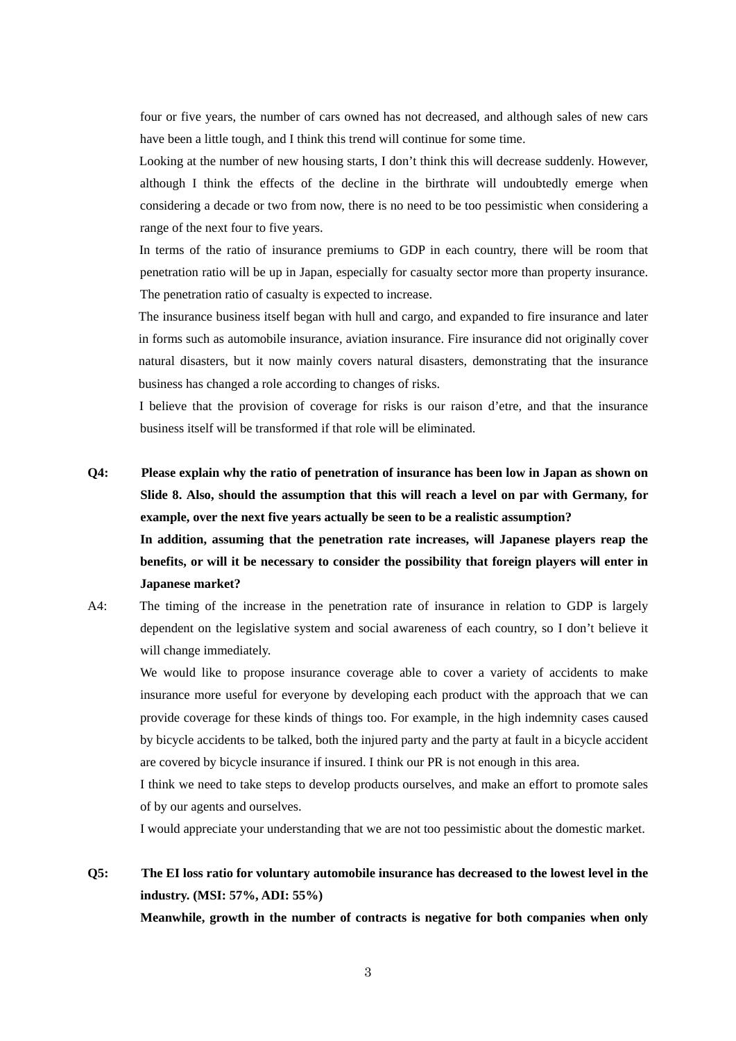four or five years, the number of cars owned has not decreased, and although sales of new cars have been a little tough, and I think this trend will continue for some time.

Looking at the number of new housing starts, I don't think this will decrease suddenly. However, although I think the effects of the decline in the birthrate will undoubtedly emerge when considering a decade or two from now, there is no need to be too pessimistic when considering a range of the next four to five years.

In terms of the ratio of insurance premiums to GDP in each country, there will be room that penetration ratio will be up in Japan, especially for casualty sector more than property insurance. The penetration ratio of casualty is expected to increase.

The insurance business itself began with hull and cargo, and expanded to fire insurance and later in forms such as automobile insurance, aviation insurance. Fire insurance did not originally cover natural disasters, but it now mainly covers natural disasters, demonstrating that the insurance business has changed a role according to changes of risks.

I believe that the provision of coverage for risks is our raison d'etre, and that the insurance business itself will be transformed if that role will be eliminated.

**Q4: Please explain why the ratio of penetration of insurance has been low in Japan as shown on Slide 8. Also, should the assumption that this will reach a level on par with Germany, for example, over the next five years actually be seen to be a realistic assumption?**
**In addition, assuming that the penetration rate increases, will Japanese players reap the benefits, or will it be necessary to consider the possibility that foreign players will enter in Japanese market?**

A4: The timing of the increase in the penetration rate of insurance in relation to GDP is largely dependent on the legislative system and social awareness of each country, so I don't believe it will change immediately.

We would like to propose insurance coverage able to cover a variety of accidents to make insurance more useful for everyone by developing each product with the approach that we can provide coverage for these kinds of things too. For example, in the high indemnity cases caused by bicycle accidents to be talked, both the injured party and the party at fault in a bicycle accident are covered by bicycle insurance if insured. I think our PR is not enough in this area.

I think we need to take steps to develop products ourselves, and make an effort to promote sales of by our agents and ourselves.

I would appreciate your understanding that we are not too pessimistic about the domestic market.

**Q5: The EI loss ratio for voluntary automobile insurance has decreased to the lowest level in the industry. (MSI: 57%, ADI: 55%)**
**Meanwhile, growth in the number of contracts is negative for both companies when only**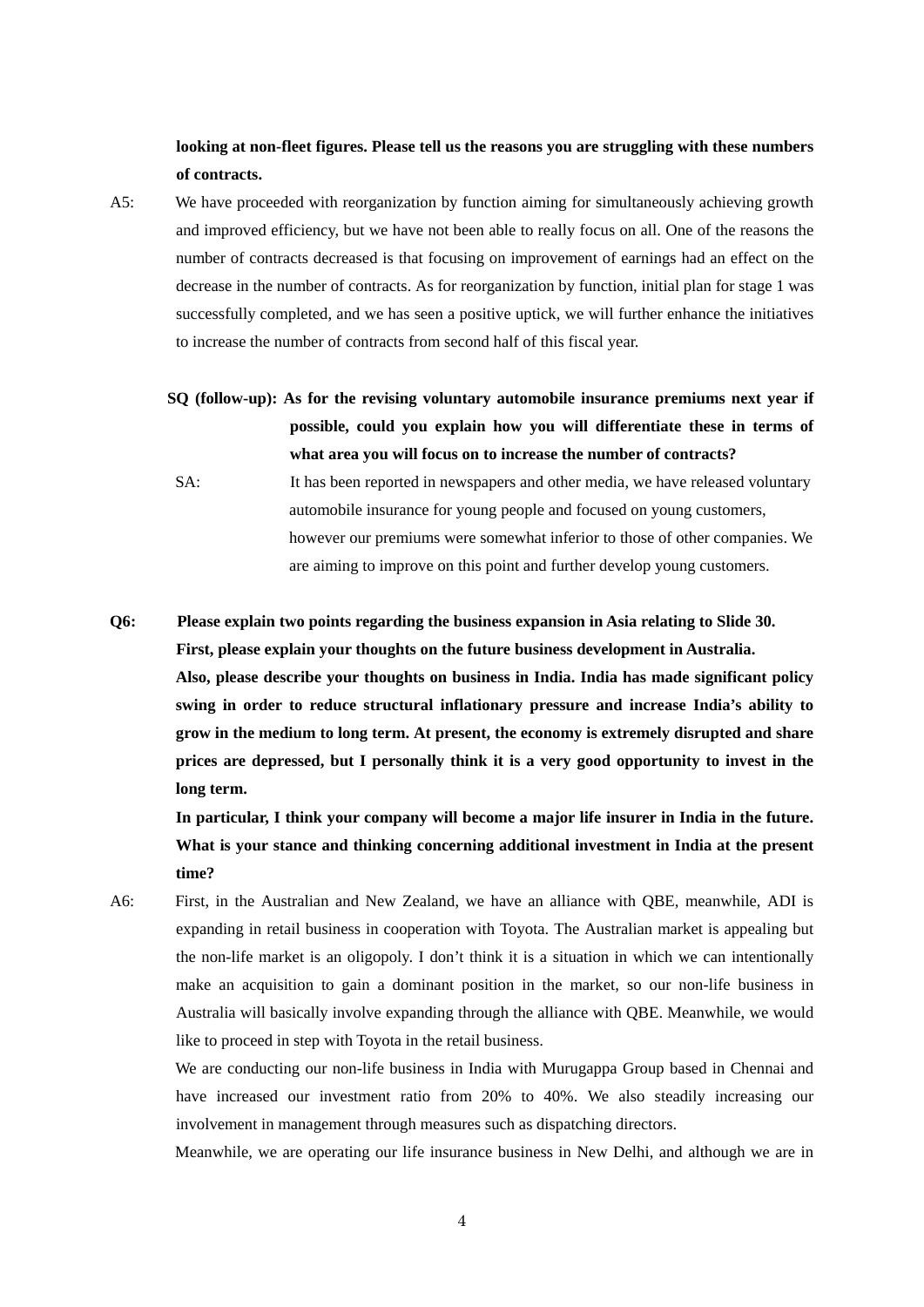**looking at non-fleet figures. Please tell us the reasons you are struggling with these numbers of contracts.**

A5: We have proceeded with reorganization by function aiming for simultaneously achieving growth and improved efficiency, but we have not been able to really focus on all. One of the reasons the number of contracts decreased is that focusing on improvement of earnings had an effect on the decrease in the number of contracts. As for reorganization by function, initial plan for stage 1 was successfully completed, and we has seen a positive uptick, we will further enhance the initiatives to increase the number of contracts from second half of this fiscal year.

**SQ (follow-up): As for the revising voluntary automobile insurance premiums next year if possible, could you explain how you will differentiate these in terms of what area you will focus on to increase the number of contracts?**

SA: It has been reported in newspapers and other media, we have released voluntary automobile insurance for young people and focused on young customers, however our premiums were somewhat inferior to those of other companies. We are aiming to improve on this point and further develop young customers.

**Q6: Please explain two points regarding the business expansion in Asia relating to Slide 30.**
**First, please explain your thoughts on the future business development in Australia.**
**Also, please describe your thoughts on business in India. India has made significant policy swing in order to reduce structural inflationary pressure and increase India's ability to grow in the medium to long term. At present, the economy is extremely disrupted and share prices are depressed, but I personally think it is a very good opportunity to invest in the long term.**
**In particular, I think your company will become a major life insurer in India in the future. What is your stance and thinking concerning additional investment in India at the present time?**

A6: First, in the Australian and New Zealand, we have an alliance with QBE, meanwhile, ADI is expanding in retail business in cooperation with Toyota. The Australian market is appealing but the non-life market is an oligopoly. I don't think it is a situation in which we can intentionally make an acquisition to gain a dominant position in the market, so our non-life business in Australia will basically involve expanding through the alliance with QBE. Meanwhile, we would like to proceed in step with Toyota in the retail business.

We are conducting our non-life business in India with Murugappa Group based in Chennai and have increased our investment ratio from 20% to 40%. We also steadily increasing our involvement in management through measures such as dispatching directors.

Meanwhile, we are operating our life insurance business in New Delhi, and although we are in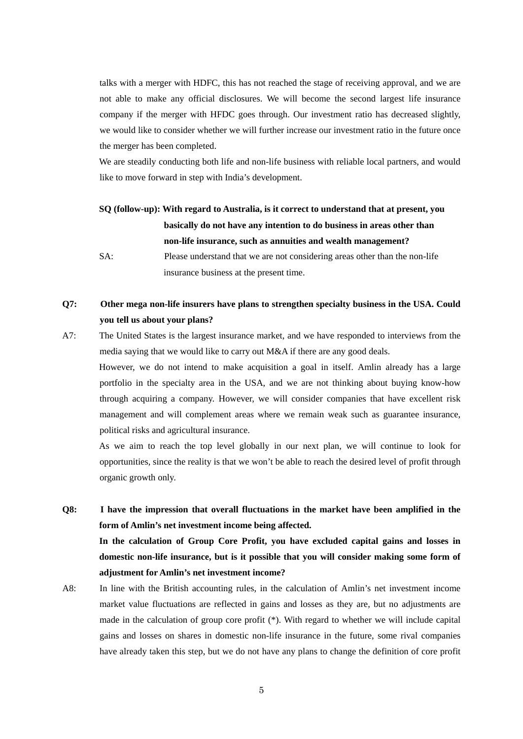talks with a merger with HDFC, this has not reached the stage of receiving approval, and we are not able to make any official disclosures. We will become the second largest life insurance company if the merger with HFDC goes through. Our investment ratio has decreased slightly, we would like to consider whether we will further increase our investment ratio in the future once the merger has been completed.

We are steadily conducting both life and non-life business with reliable local partners, and would like to move forward in step with India's development.

**SQ (follow-up): With regard to Australia, is it correct to understand that at present, you basically do not have any intention to do business in areas other than non-life insurance, such as annuities and wealth management?**

SA: Please understand that we are not considering areas other than the non-life insurance business at the present time.

**Q7: Other mega non-life insurers have plans to strengthen specialty business in the USA. Could you tell us about your plans?**

A7: The United States is the largest insurance market, and we have responded to interviews from the media saying that we would like to carry out M&A if there are any good deals.

However, we do not intend to make acquisition a goal in itself. Amlin already has a large portfolio in the specialty area in the USA, and we are not thinking about buying know-how through acquiring a company. However, we will consider companies that have excellent risk management and will complement areas where we remain weak such as guarantee insurance, political risks and agricultural insurance.

As we aim to reach the top level globally in our next plan, we will continue to look for opportunities, since the reality is that we won't be able to reach the desired level of profit through organic growth only.

**Q8: I have the impression that overall fluctuations in the market have been amplified in the form of Amlin's net investment income being affected.**

**In the calculation of Group Core Profit, you have excluded capital gains and losses in domestic non-life insurance, but is it possible that you will consider making some form of adjustment for Amlin's net investment income?**

A8: In line with the British accounting rules, in the calculation of Amlin's net investment income market value fluctuations are reflected in gains and losses as they are, but no adjustments are made in the calculation of group core profit (*). With regard to whether we will include capital gains and losses on shares in domestic non-life insurance in the future, some rival companies have already taken this step, but we do not have any plans to change the definition of core profit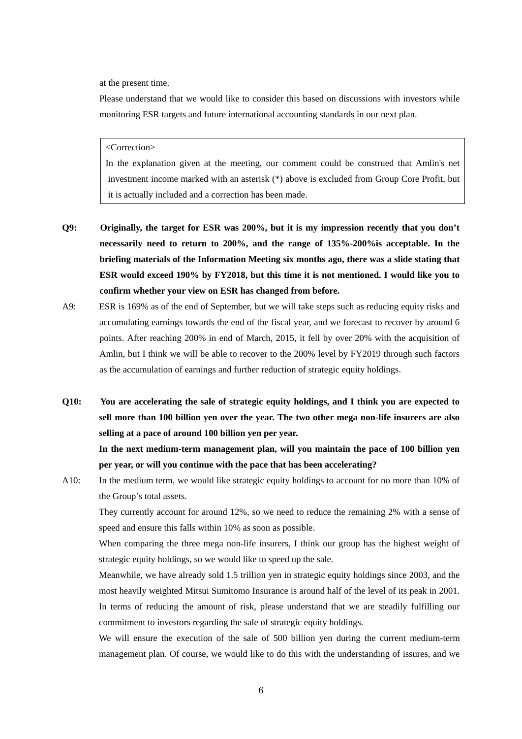at the present time.

Please understand that we would like to consider this based on discussions with investors while monitoring ESR targets and future international accounting standards in our next plan.

> <Correction>
> In the explanation given at the meeting, our comment could be construed that Amlin's net investment income marked with an asterisk (*) above is excluded from Group Core Profit, but it is actually included and a correction has been made.

**Q9: Originally, the target for ESR was 200%, but it is my impression recently that you don't necessarily need to return to 200%, and the range of 135%-200%is acceptable. In the briefing materials of the Information Meeting six months ago, there was a slide stating that ESR would exceed 190% by FY2018, but this time it is not mentioned. I would like you to confirm whether your view on ESR has changed from before.**

A9: ESR is 169% as of the end of September, but we will take steps such as reducing equity risks and accumulating earnings towards the end of the fiscal year, and we forecast to recover by around 6 points. After reaching 200% in end of March, 2015, it fell by over 20% with the acquisition of Amlin, but I think we will be able to recover to the 200% level by FY2019 through such factors as the accumulation of earnings and further reduction of strategic equity holdings.

**Q10: You are accelerating the sale of strategic equity holdings, and I think you are expected to sell more than 100 billion yen over the year. The two other mega non-life insurers are also selling at a pace of around 100 billion yen per year.**
**In the next medium-term management plan, will you maintain the pace of 100 billion yen per year, or will you continue with the pace that has been accelerating?**

A10: In the medium term, we would like strategic equity holdings to account for no more than 10% of the Group's total assets.

They currently account for around 12%, so we need to reduce the remaining 2% with a sense of speed and ensure this falls within 10% as soon as possible.

When comparing the three mega non-life insurers, I think our group has the highest weight of strategic equity holdings, so we would like to speed up the sale.

Meanwhile, we have already sold 1.5 trillion yen in strategic equity holdings since 2003, and the most heavily weighted Mitsui Sumitomo Insurance is around half of the level of its peak in 2001. In terms of reducing the amount of risk, please understand that we are steadily fulfilling our commitment to investors regarding the sale of strategic equity holdings.

We will ensure the execution of the sale of 500 billion yen during the current medium-term management plan. Of course, we would like to do this with the understanding of issures, and we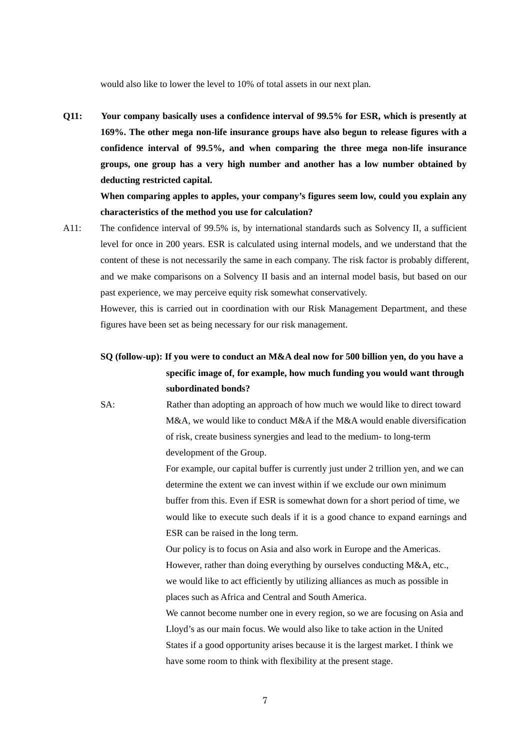would also like to lower the level to 10% of total assets in our next plan.

**Q11: Your company basically uses a confidence interval of 99.5% for ESR, which is presently at 169%. The other mega non-life insurance groups have also begun to release figures with a confidence interval of 99.5%, and when comparing the three mega non-life insurance groups, one group has a very high number and another has a low number obtained by deducting restricted capital.**

**When comparing apples to apples, your company's figures seem low, could you explain any characteristics of the method you use for calculation?**

A11: The confidence interval of 99.5% is, by international standards such as Solvency II, a sufficient level for once in 200 years. ESR is calculated using internal models, and we understand that the content of these is not necessarily the same in each company. The risk factor is probably different, and we make comparisons on a Solvency II basis and an internal model basis, but based on our past experience, we may perceive equity risk somewhat conservatively.

However, this is carried out in coordination with our Risk Management Department, and these figures have been set as being necessary for our risk management.

**SQ (follow-up): If you were to conduct an M&A deal now for 500 billion yen, do you have a specific image of, for example, how much funding you would want through subordinated bonds?**

SA: Rather than adopting an approach of how much we would like to direct toward M&A, we would like to conduct M&A if the M&A would enable diversification of risk, create business synergies and lead to the medium- to long-term development of the Group.

For example, our capital buffer is currently just under 2 trillion yen, and we can determine the extent we can invest within if we exclude our own minimum buffer from this. Even if ESR is somewhat down for a short period of time, we would like to execute such deals if it is a good chance to expand earnings and ESR can be raised in the long term.

Our policy is to focus on Asia and also work in Europe and the Americas. However, rather than doing everything by ourselves conducting M&A, etc., we would like to act efficiently by utilizing alliances as much as possible in places such as Africa and Central and South America.

We cannot become number one in every region, so we are focusing on Asia and Lloyd's as our main focus. We would also like to take action in the United States if a good opportunity arises because it is the largest market. I think we have some room to think with flexibility at the present stage.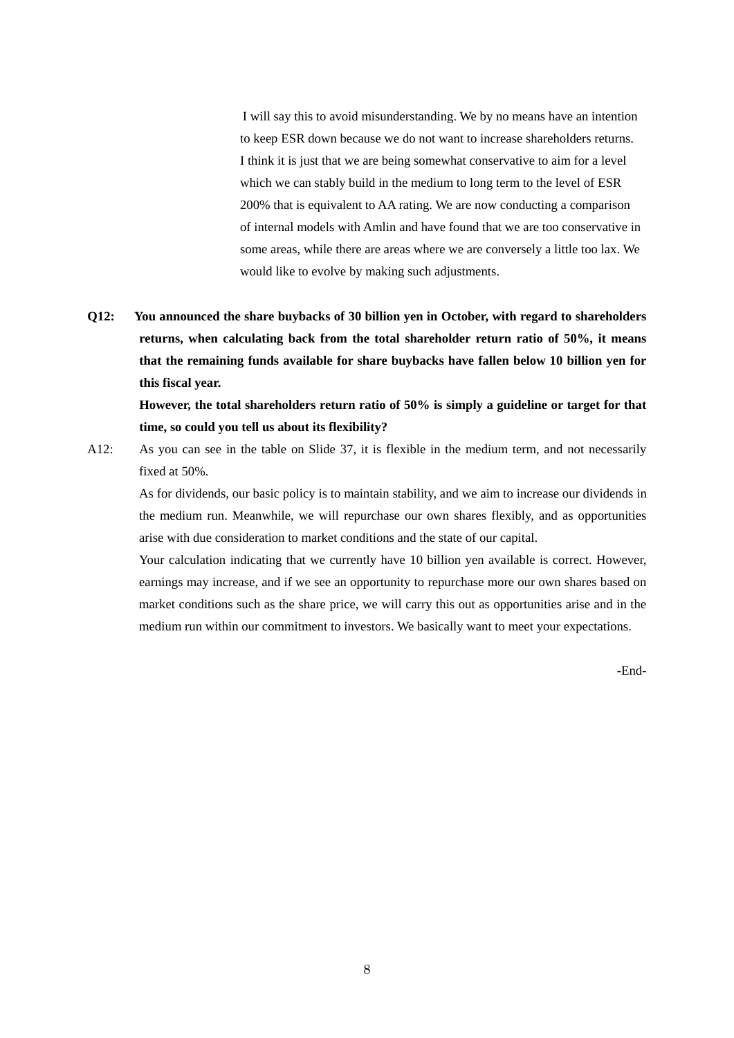I will say this to avoid misunderstanding. We by no means have an intention to keep ESR down because we do not want to increase shareholders returns. I think it is just that we are being somewhat conservative to aim for a level which we can stably build in the medium to long term to the level of ESR 200% that is equivalent to AA rating. We are now conducting a comparison of internal models with Amlin and have found that we are too conservative in some areas, while there are areas where we are conversely a little too lax. We would like to evolve by making such adjustments.

**Q12: You announced the share buybacks of 30 billion yen in October, with regard to shareholders returns, when calculating back from the total shareholder return ratio of 50%, it means that the remaining funds available for share buybacks have fallen below 10 billion yen for this fiscal year.**

**However, the total shareholders return ratio of 50% is simply a guideline or target for that time, so could you tell us about its flexibility?**

A12: As you can see in the table on Slide 37, it is flexible in the medium term, and not necessarily fixed at 50%.

As for dividends, our basic policy is to maintain stability, and we aim to increase our dividends in the medium run. Meanwhile, we will repurchase our own shares flexibly, and as opportunities arise with due consideration to market conditions and the state of our capital.

Your calculation indicating that we currently have 10 billion yen available is correct. However, earnings may increase, and if we see an opportunity to repurchase more our own shares based on market conditions such as the share price, we will carry this out as opportunities arise and in the medium run within our commitment to investors. We basically want to meet your expectations.

-End-